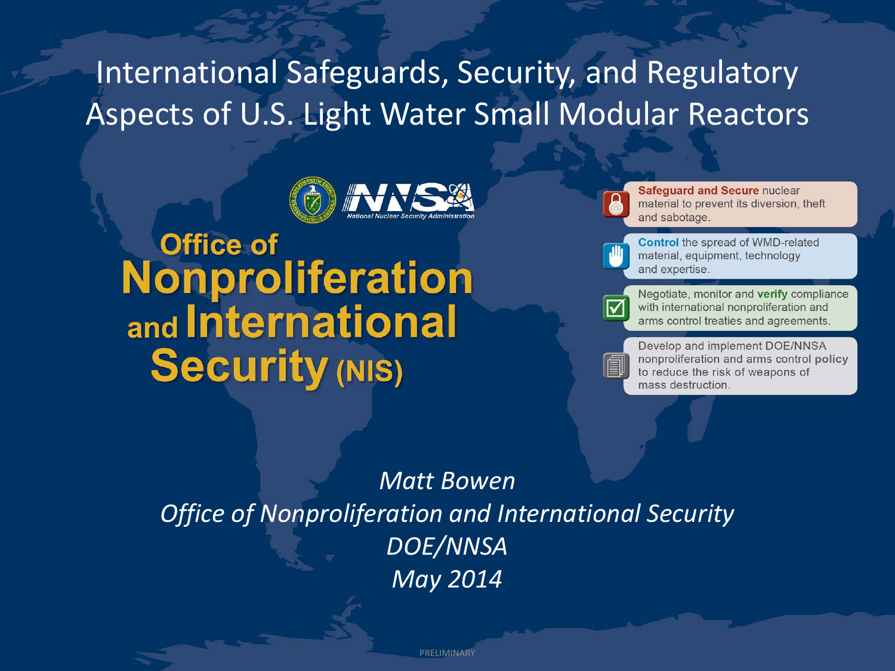# International Safeguards, Security, and Regulatory Aspects of U.S. Light Water Small Modular Reactors

National Nuclear Security Administration

## Office of Nonproliferation and International Security (NIS)

- **Safeguard and Secure** nuclear material to prevent its diversion, theft and sabotage.
- **Control** the spread of WMD-related material, equipment, technology and expertise.
- Negotiate, monitor and **verify** compliance with international nonproliferation and arms control treaties and agreements.
- Develop and implement DOE/NNSA nonproliferation and arms control **policy** to reduce the risk of weapons of mass destruction.

*Matt Bowen*
*Office of Nonproliferation and International Security*
*DOE/NNSA*
*May 2014*

PRELIMINARY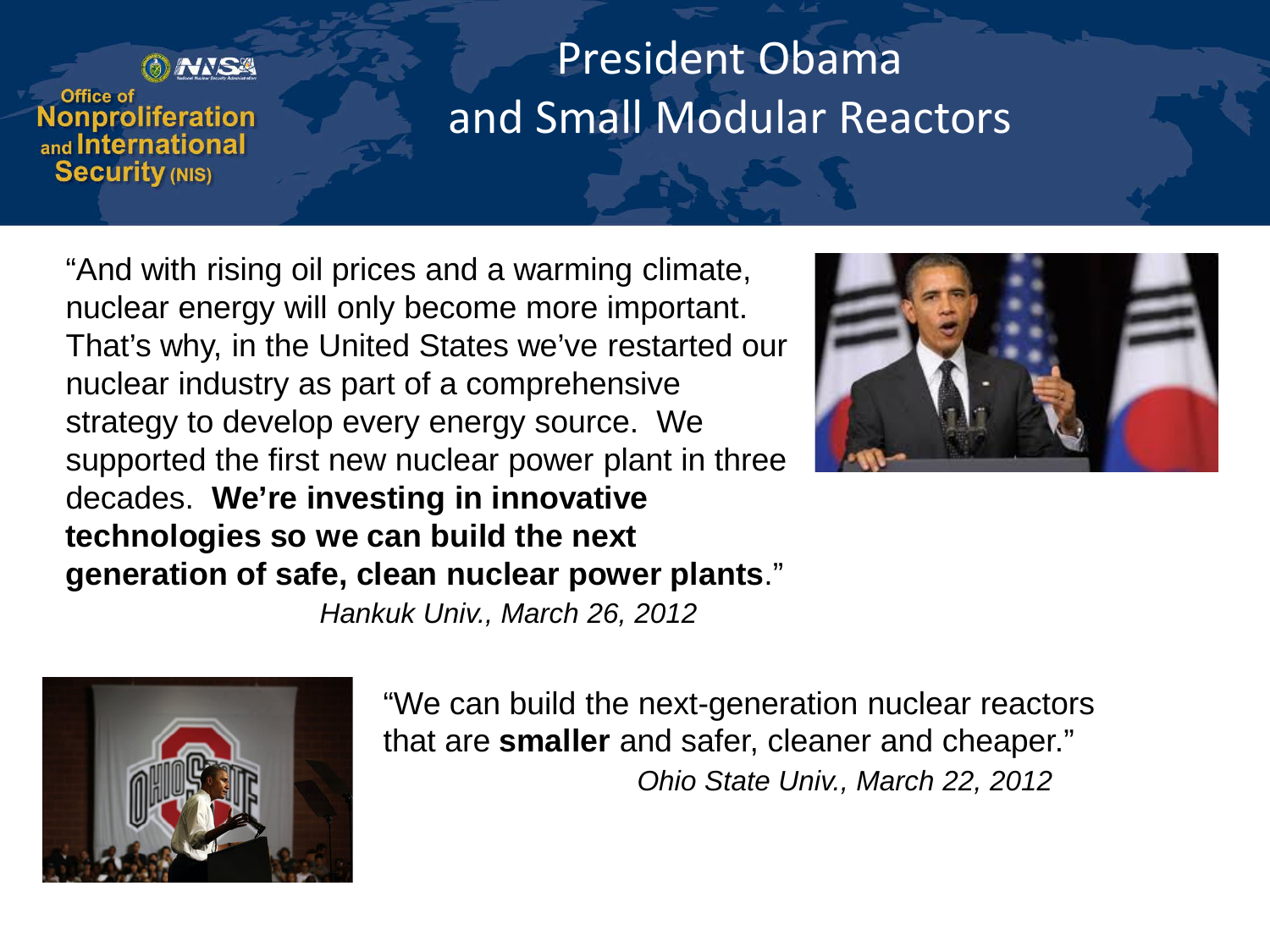# President Obama and Small Modular Reactors

"And with rising oil prices and a warming climate, nuclear energy will only become more important. That's why, in the United States we've restarted our nuclear industry as part of a comprehensive strategy to develop every energy source. We supported the first new nuclear power plant in three decades. **We're investing in innovative technologies so we can build the next generation of safe, clean nuclear power plants**."

*Hankuk Univ., March 26, 2012*

"We can build the next-generation nuclear reactors that are **smaller** and safer, cleaner and cheaper."

*Ohio State Univ., March 22, 2012*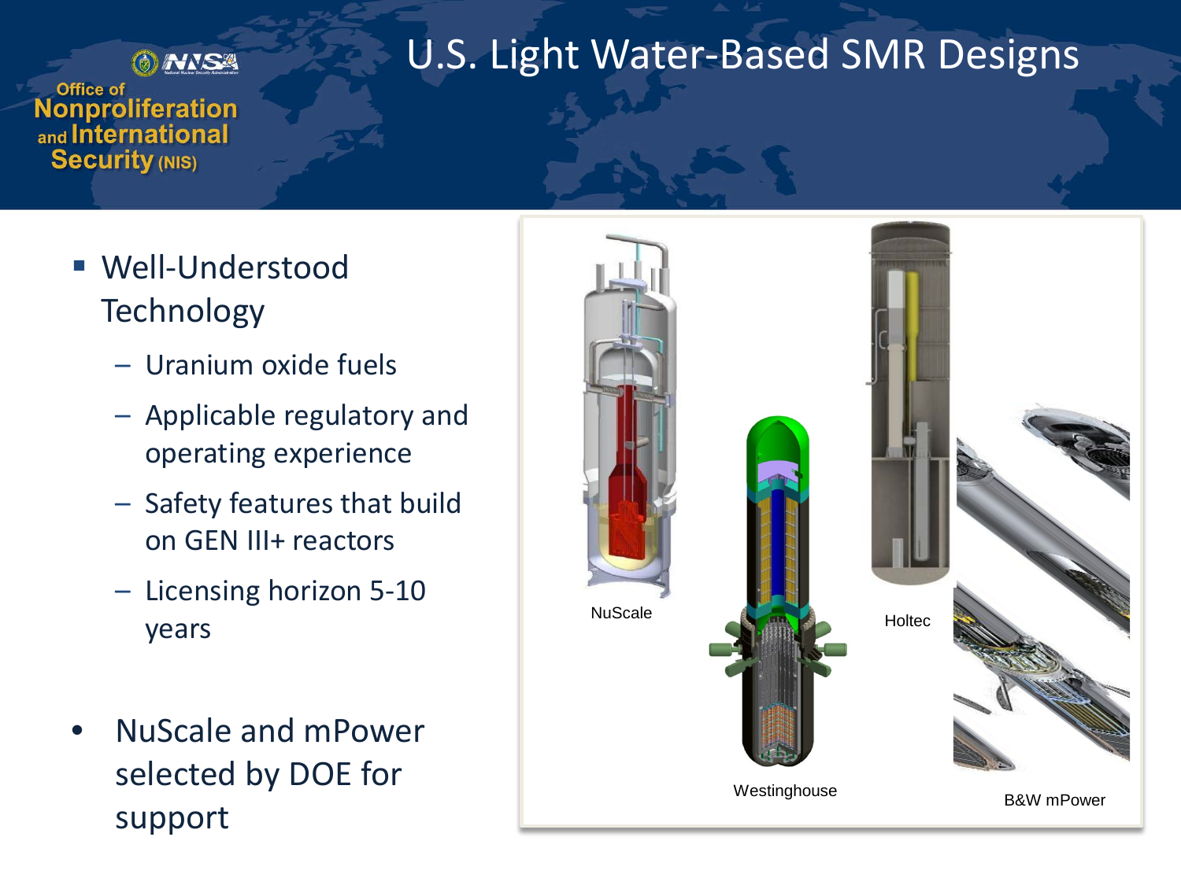# U.S. Light Water-Based SMR Designs

- Well-Understood Technology
  - Uranium oxide fuels
  - Applicable regulatory and operating experience
  - Safety features that build on GEN III+ reactors
  - Licensing horizon 5-10 years

- NuScale and mPower selected by DOE for support

NuScale

Westinghouse

Holtec

B&W mPower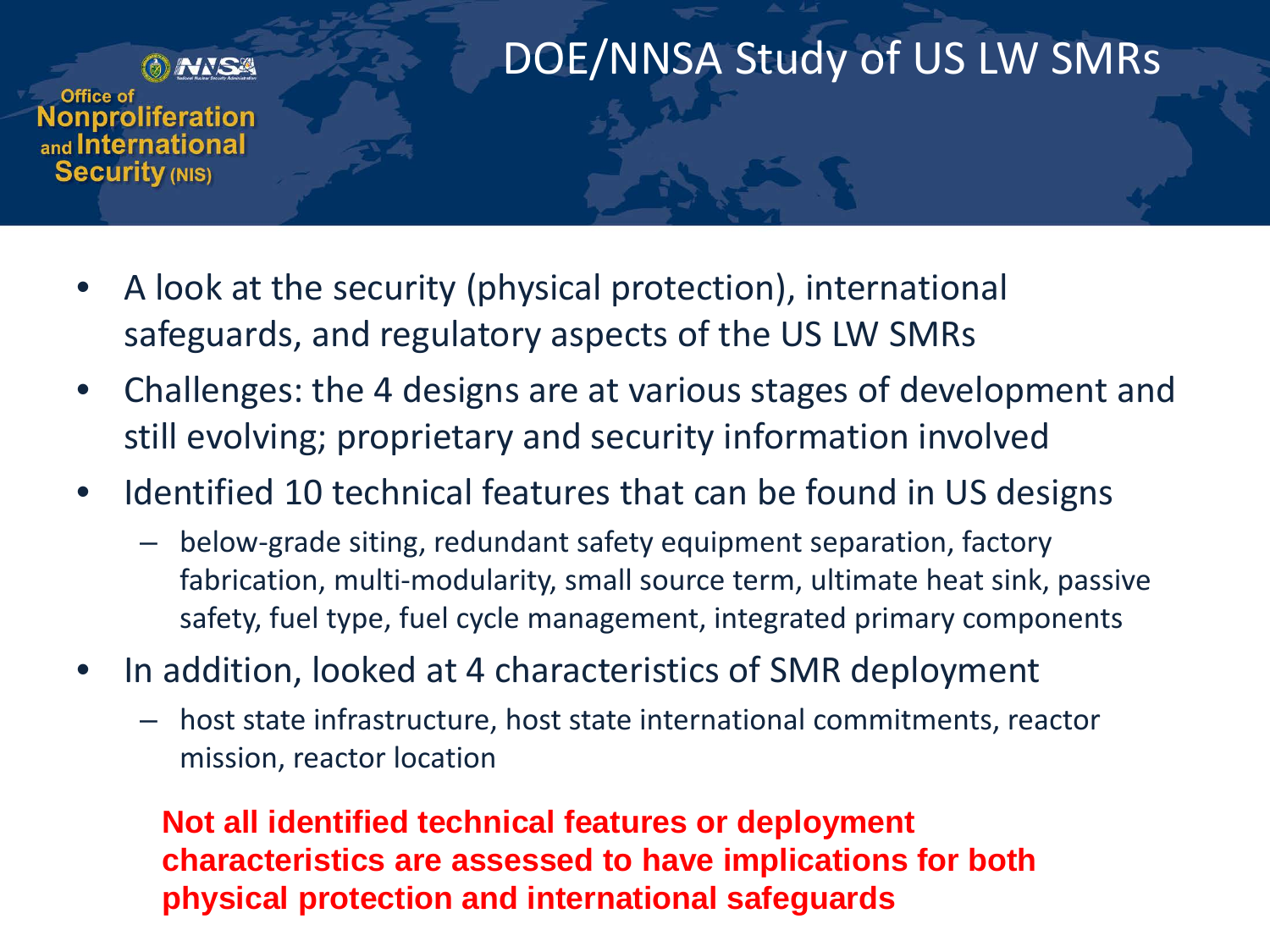# DOE/NNSA Study of US LW SMRs

Office of Nonproliferation and International Security (NIS)

- A look at the security (physical protection), international safeguards, and regulatory aspects of the US LW SMRs
- Challenges: the 4 designs are at various stages of development and still evolving; proprietary and security information involved
- Identified 10 technical features that can be found in US designs
  - below-grade siting, redundant safety equipment separation, factory fabrication, multi-modularity, small source term, ultimate heat sink, passive safety, fuel type, fuel cycle management, integrated primary components
- In addition, looked at 4 characteristics of SMR deployment
  - host state infrastructure, host state international commitments, reactor mission, reactor location

**Not all identified technical features or deployment characteristics are assessed to have implications for both physical protection and international safeguards**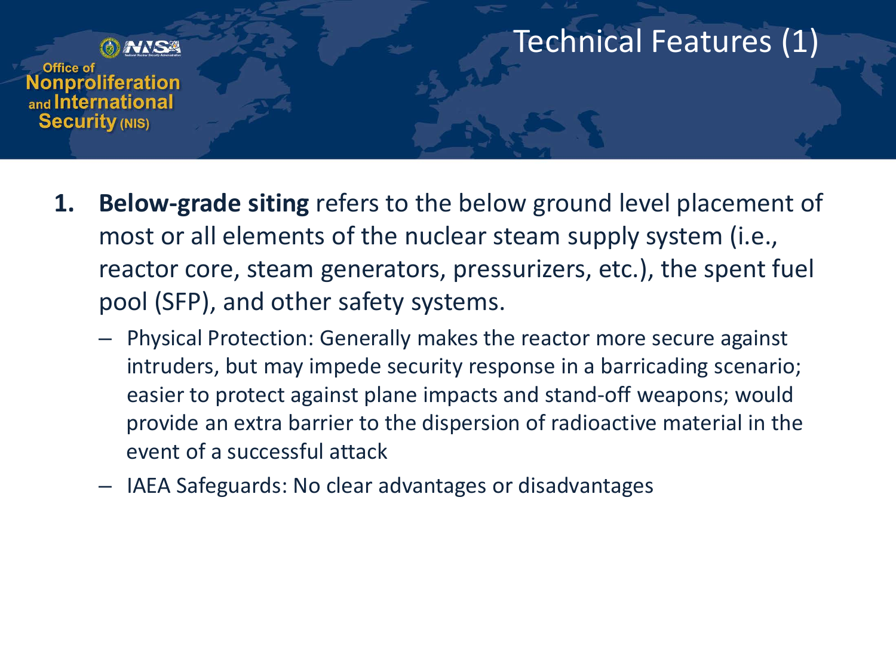# Technical Features (1)

1. **Below-grade siting** refers to the below ground level placement of most or all elements of the nuclear steam supply system (i.e., reactor core, steam generators, pressurizers, etc.), the spent fuel pool (SFP), and other safety systems.
   - Physical Protection: Generally makes the reactor more secure against intruders, but may impede security response in a barricading scenario; easier to protect against plane impacts and stand-off weapons; would provide an extra barrier to the dispersion of radioactive material in the event of a successful attack
   - IAEA Safeguards: No clear advantages or disadvantages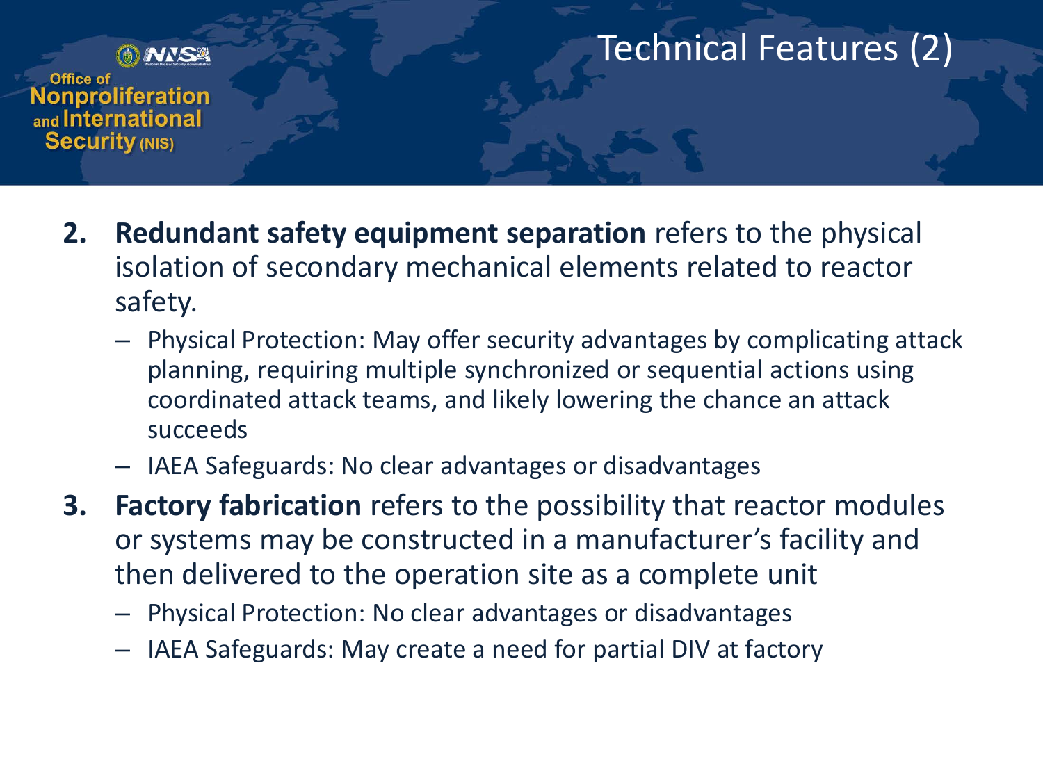# Technical Features (2)

2. **Redundant safety equipment separation** refers to the physical isolation of secondary mechanical elements related to reactor safety.
   - Physical Protection: May offer security advantages by complicating attack planning, requiring multiple synchronized or sequential actions using coordinated attack teams, and likely lowering the chance an attack succeeds
   - IAEA Safeguards: No clear advantages or disadvantages
3. **Factory fabrication** refers to the possibility that reactor modules or systems may be constructed in a manufacturer's facility and then delivered to the operation site as a complete unit
   - Physical Protection: No clear advantages or disadvantages
   - IAEA Safeguards: May create a need for partial DIV at factory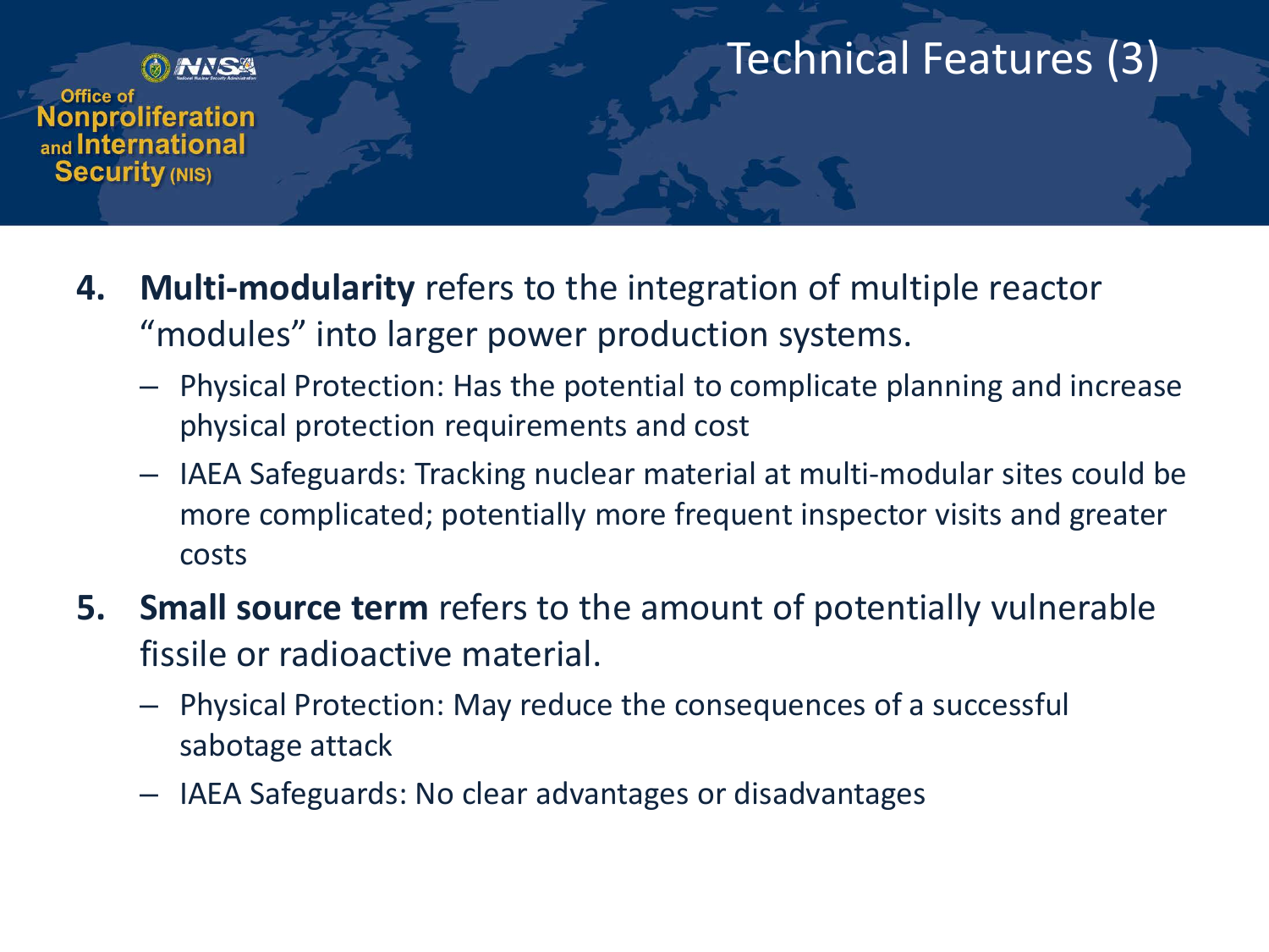# Technical Features (3)

4. **Multi-modularity** refers to the integration of multiple reactor "modules" into larger power production systems.
   - Physical Protection: Has the potential to complicate planning and increase physical protection requirements and cost
   - IAEA Safeguards: Tracking nuclear material at multi-modular sites could be more complicated; potentially more frequent inspector visits and greater costs
5. **Small source term** refers to the amount of potentially vulnerable fissile or radioactive material.
   - Physical Protection: May reduce the consequences of a successful sabotage attack
   - IAEA Safeguards: No clear advantages or disadvantages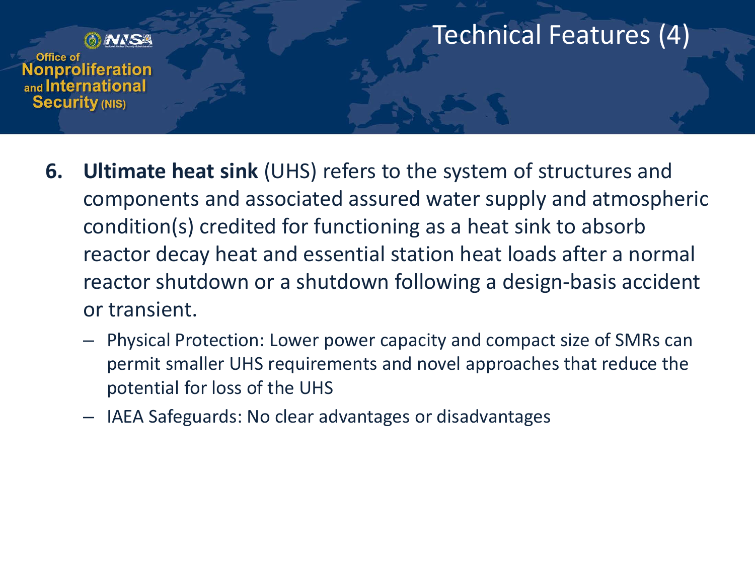# Technical Features (4)

6. **Ultimate heat sink** (UHS) refers to the system of structures and components and associated assured water supply and atmospheric condition(s) credited for functioning as a heat sink to absorb reactor decay heat and essential station heat loads after a normal reactor shutdown or a shutdown following a design-basis accident or transient.
   - Physical Protection: Lower power capacity and compact size of SMRs can permit smaller UHS requirements and novel approaches that reduce the potential for loss of the UHS
   - IAEA Safeguards: No clear advantages or disadvantages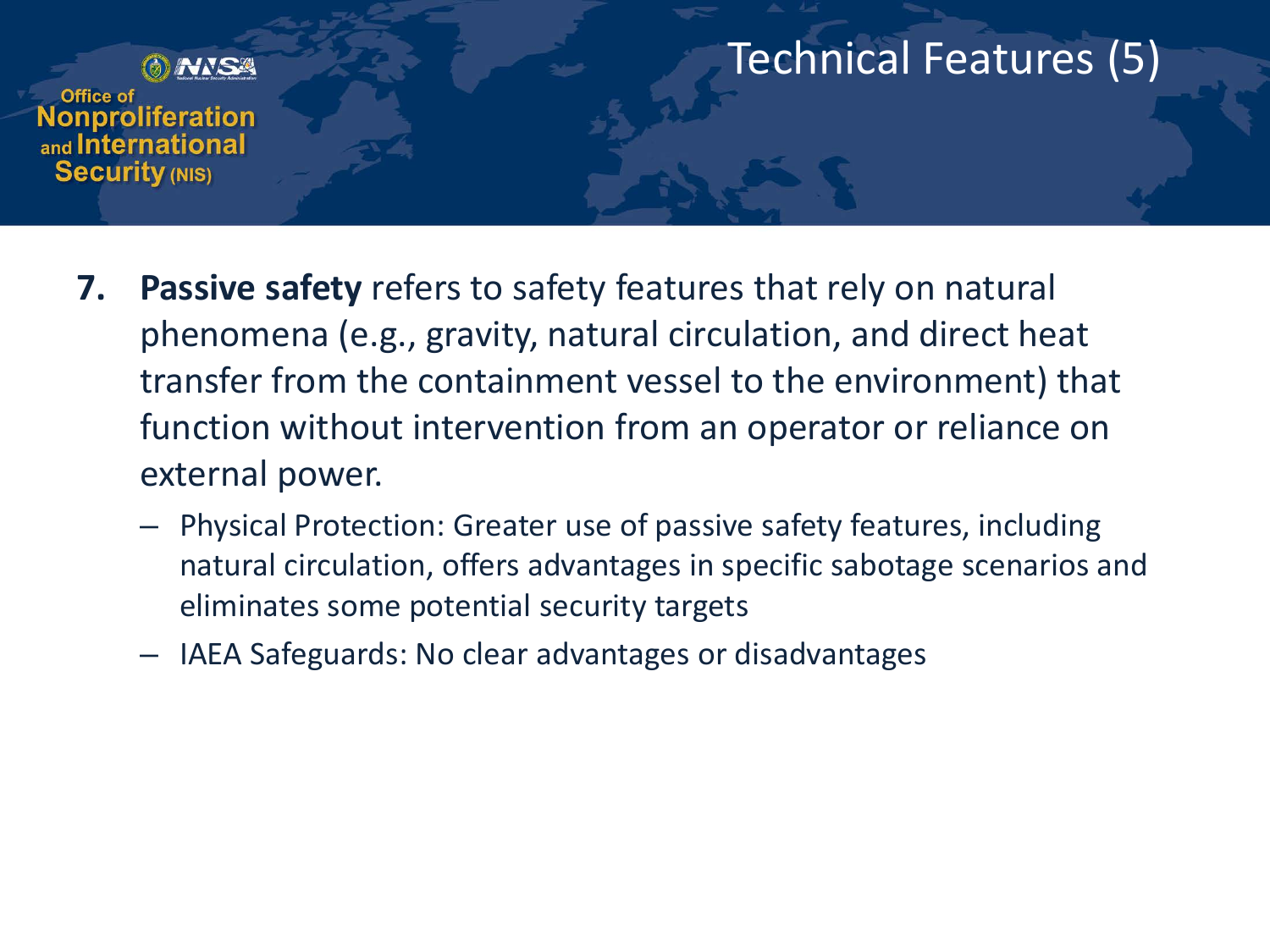# Technical Features (5)

7. **Passive safety** refers to safety features that rely on natural phenomena (e.g., gravity, natural circulation, and direct heat transfer from the containment vessel to the environment) that function without intervention from an operator or reliance on external power.
   - Physical Protection: Greater use of passive safety features, including natural circulation, offers advantages in specific sabotage scenarios and eliminates some potential security targets
   - IAEA Safeguards: No clear advantages or disadvantages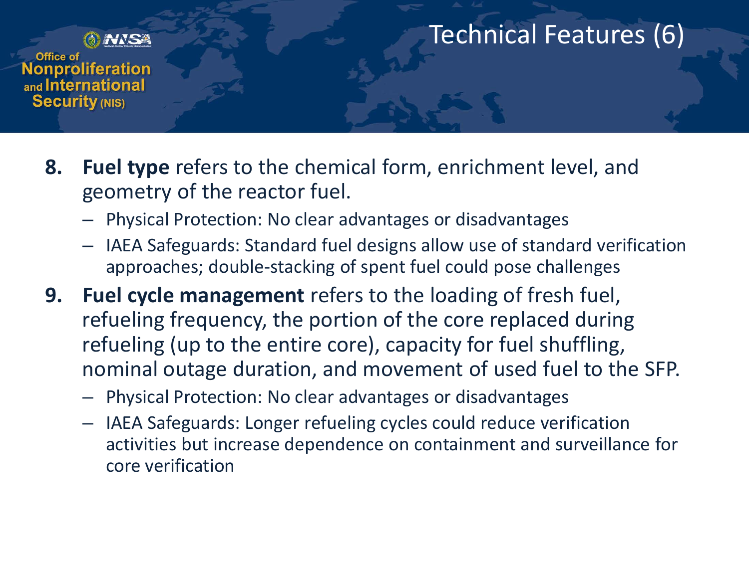# Technical Features (6)

8. **Fuel type** refers to the chemical form, enrichment level, and geometry of the reactor fuel.
   - Physical Protection: No clear advantages or disadvantages
   - IAEA Safeguards: Standard fuel designs allow use of standard verification approaches; double-stacking of spent fuel could pose challenges
9. **Fuel cycle management** refers to the loading of fresh fuel, refueling frequency, the portion of the core replaced during refueling (up to the entire core), capacity for fuel shuffling, nominal outage duration, and movement of used fuel to the SFP.
   - Physical Protection: No clear advantages or disadvantages
   - IAEA Safeguards: Longer refueling cycles could reduce verification activities but increase dependence on containment and surveillance for core verification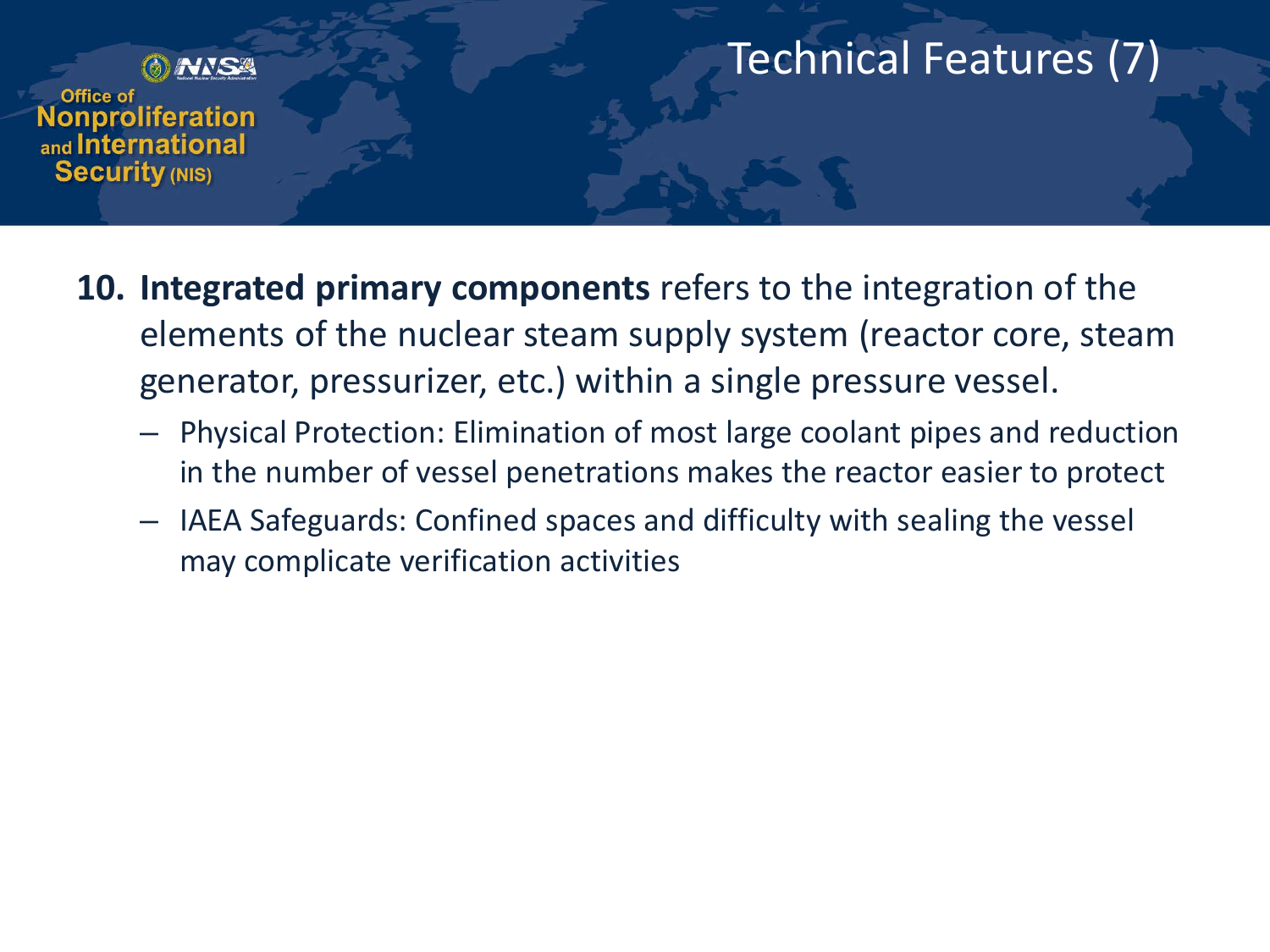# Technical Features (7)

10. **Integrated primary components** refers to the integration of the elements of the nuclear steam supply system (reactor core, steam generator, pressurizer, etc.) within a single pressure vessel.
    - Physical Protection: Elimination of most large coolant pipes and reduction in the number of vessel penetrations makes the reactor easier to protect
    - IAEA Safeguards: Confined spaces and difficulty with sealing the vessel may complicate verification activities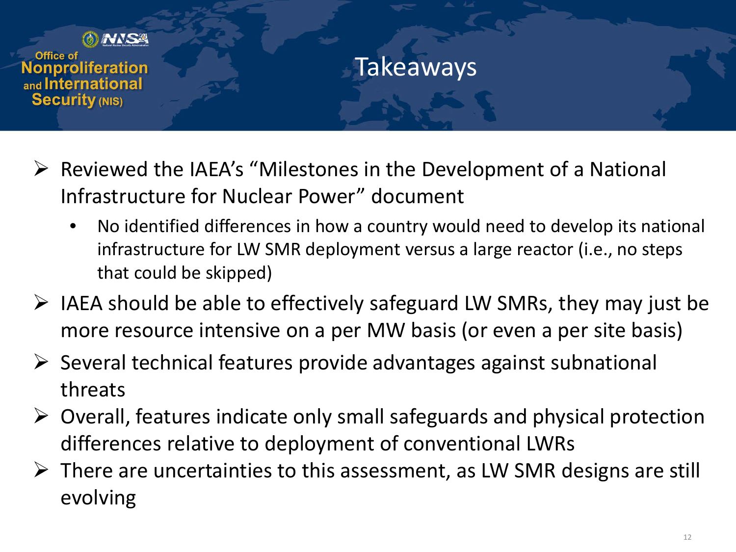Office of Nonproliferation and International Security (NIS)

# Takeaways

- Reviewed the IAEA's "Milestones in the Development of a National Infrastructure for Nuclear Power" document
  - No identified differences in how a country would need to develop its national infrastructure for LW SMR deployment versus a large reactor (i.e., no steps that could be skipped)
- IAEA should be able to effectively safeguard LW SMRs, they may just be more resource intensive on a per MW basis (or even a per site basis)
- Several technical features provide advantages against subnational threats
- Overall, features indicate only small safeguards and physical protection differences relative to deployment of conventional LWRs
- There are uncertainties to this assessment, as LW SMR designs are still evolving